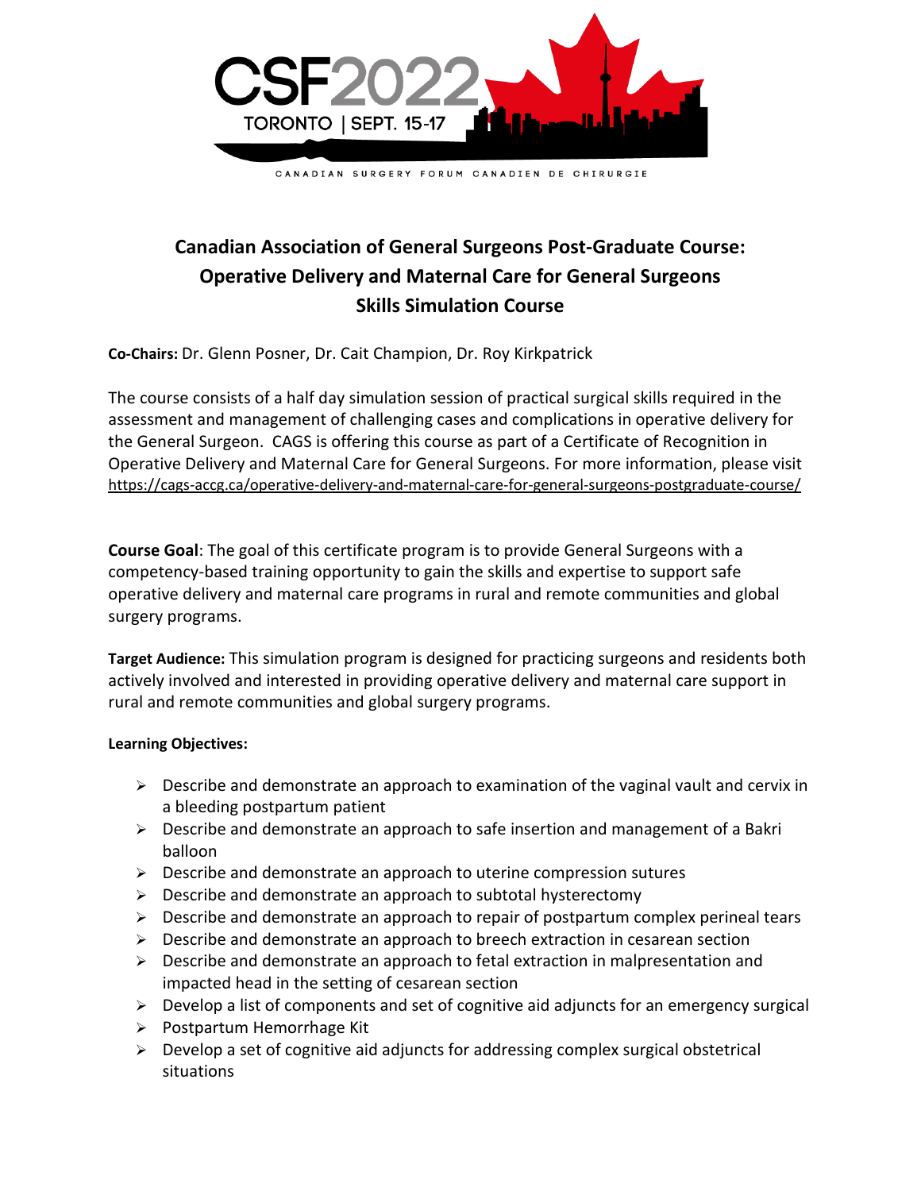CSF2022

TORONTO | SEPT. 15-17

CANADIAN SURGERY FORUM CANADIEN DE CHIRURGIE

# Canadian Association of General Surgeons Post-Graduate Course: Operative Delivery and Maternal Care for General Surgeons Skills Simulation Course

**Co-Chairs:** Dr. Glenn Posner, Dr. Cait Champion, Dr. Roy Kirkpatrick

The course consists of a half day simulation session of practical surgical skills required in the assessment and management of challenging cases and complications in operative delivery for the General Surgeon. CAGS is offering this course as part of a Certificate of Recognition in Operative Delivery and Maternal Care for General Surgeons. For more information, please visit https://cags-accg.ca/operative-delivery-and-maternal-care-for-general-surgeons-postgraduate-course/

**Course Goal**: The goal of this certificate program is to provide General Surgeons with a competency-based training opportunity to gain the skills and expertise to support safe operative delivery and maternal care programs in rural and remote communities and global surgery programs.

**Target Audience:** This simulation program is designed for practicing surgeons and residents both actively involved and interested in providing operative delivery and maternal care support in rural and remote communities and global surgery programs.

**Learning Objectives:**

- Describe and demonstrate an approach to examination of the vaginal vault and cervix in a bleeding postpartum patient
- Describe and demonstrate an approach to safe insertion and management of a Bakri balloon
- Describe and demonstrate an approach to uterine compression sutures
- Describe and demonstrate an approach to subtotal hysterectomy
- Describe and demonstrate an approach to repair of postpartum complex perineal tears
- Describe and demonstrate an approach to breech extraction in cesarean section
- Describe and demonstrate an approach to fetal extraction in malpresentation and impacted head in the setting of cesarean section
- Develop a list of components and set of cognitive aid adjuncts for an emergency surgical
- Postpartum Hemorrhage Kit
- Develop a set of cognitive aid adjuncts for addressing complex surgical obstetrical situations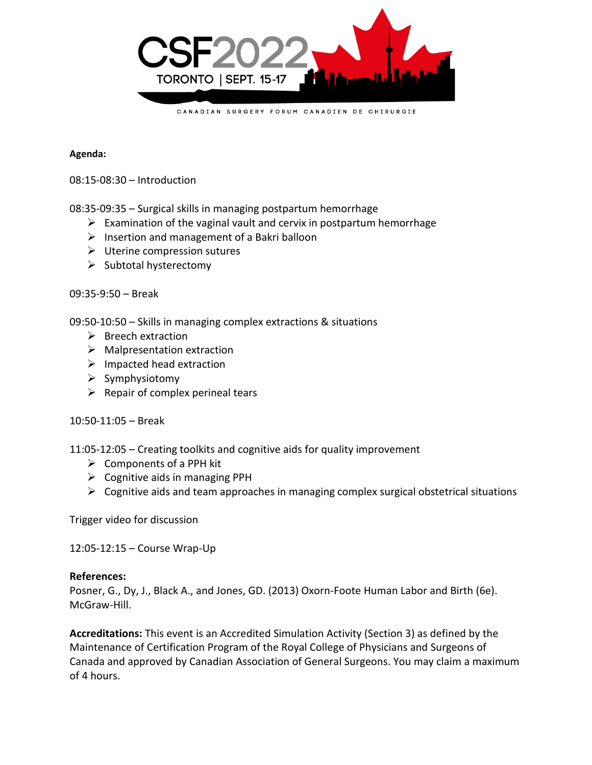**Agenda:**

08:15-08:30 – Introduction

08:35-09:35 – Surgical skills in managing postpartum hemorrhage

- Examination of the vaginal vault and cervix in postpartum hemorrhage
- Insertion and management of a Bakri balloon
- Uterine compression sutures
- Subtotal hysterectomy

09:35-9:50 – Break

09:50-10:50 – Skills in managing complex extractions & situations

- Breech extraction
- Malpresentation extraction
- Impacted head extraction
- Symphysiotomy
- Repair of complex perineal tears

10:50-11:05 – Break

11:05-12:05 – Creating toolkits and cognitive aids for quality improvement

- Components of a PPH kit
- Cognitive aids in managing PPH
- Cognitive aids and team approaches in managing complex surgical obstetrical situations

Trigger video for discussion

12:05-12:15 – Course Wrap-Up

**References:**

Posner, G., Dy, J., Black A., and Jones, GD. (2013) Oxorn-Foote Human Labor and Birth (6e). McGraw-Hill.

**Accreditations:** This event is an Accredited Simulation Activity (Section 3) as defined by the Maintenance of Certification Program of the Royal College of Physicians and Surgeons of Canada and approved by Canadian Association of General Surgeons. You may claim a maximum of 4 hours.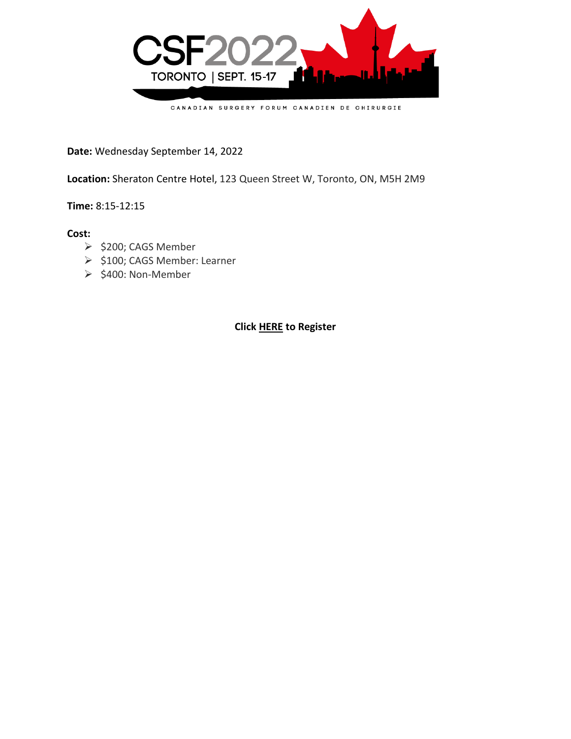CSF2022

TORONTO | SEPT. 15-17

CANADIAN SURGERY FORUM CANADIEN DE CHIRURGIE

**Date:** Wednesday September 14, 2022

**Location:** Sheraton Centre Hotel, 123 Queen Street W, Toronto, ON, M5H 2M9

**Time:** 8:15-12:15

**Cost:**

- $200; CAGS Member
- $100; CAGS Member: Learner
- $400: Non-Member

**Click HERE to Register**